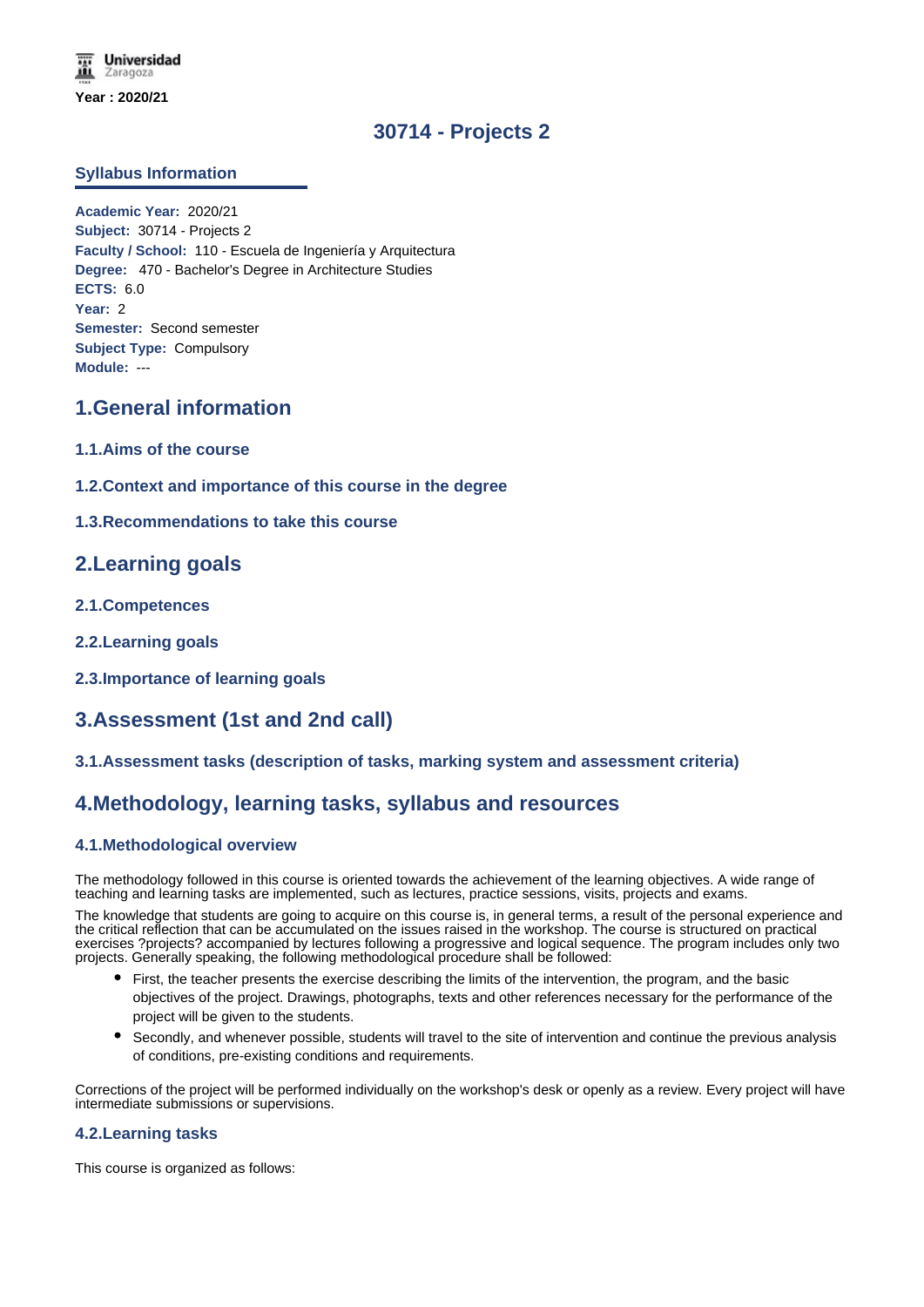Universidad Zaragoza

**Year : 2020/21**

# 30714 - Projects 2

## Syllabus Information

**Academic Year:** 2020/21
**Subject:** 30714 - Projects 2
**Faculty / School:** 110 - Escuela de Ingeniería y Arquitectura
**Degree:** 470 - Bachelor's Degree in Architecture Studies
**ECTS:** 6.0
**Year:** 2
**Semester:** Second semester
**Subject Type:** Compulsory
**Module:** ---

## 1.General information

### 1.1.Aims of the course

### 1.2.Context and importance of this course in the degree

### 1.3.Recommendations to take this course

## 2.Learning goals

### 2.1.Competences

### 2.2.Learning goals

### 2.3.Importance of learning goals

## 3.Assessment (1st and 2nd call)

### 3.1.Assessment tasks (description of tasks, marking system and assessment criteria)

## 4.Methodology, learning tasks, syllabus and resources

### 4.1.Methodological overview

The methodology followed in this course is oriented towards the achievement of the learning objectives. A wide range of teaching and learning tasks are implemented, such as lectures, practice sessions, visits, projects and exams.

The knowledge that students are going to acquire on this course is, in general terms, a result of the personal experience and the critical reflection that can be accumulated on the issues raised in the workshop. The course is structured on practical exercises ?projects? accompanied by lectures following a progressive and logical sequence. The program includes only two projects. Generally speaking, the following methodological procedure shall be followed:

- First, the teacher presents the exercise describing the limits of the intervention, the program, and the basic objectives of the project. Drawings, photographs, texts and other references necessary for the performance of the project will be given to the students.
- Secondly, and whenever possible, students will travel to the site of intervention and continue the previous analysis of conditions, pre-existing conditions and requirements.

Corrections of the project will be performed individually on the workshop's desk or openly as a review. Every project will have intermediate submissions or supervisions.

### 4.2.Learning tasks

This course is organized as follows: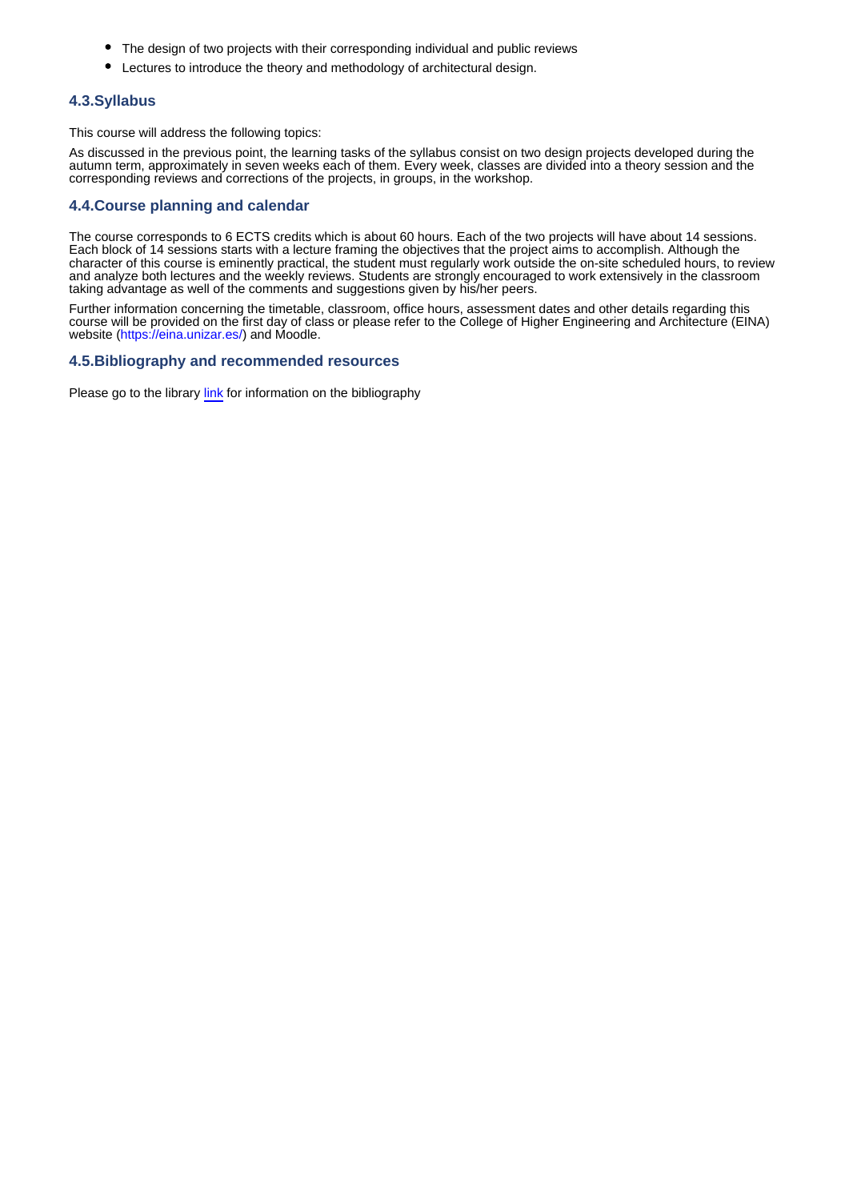- The design of two projects with their corresponding individual and public reviews
- Lectures to introduce the theory and methodology of architectural design.

### 4.3.Syllabus

This course will address the following topics:

As discussed in the previous point, the learning tasks of the syllabus consist on two design projects developed during the autumn term, approximately in seven weeks each of them. Every week, classes are divided into a theory session and the corresponding reviews and corrections of the projects, in groups, in the workshop.

### 4.4.Course planning and calendar

The course corresponds to 6 ECTS credits which is about 60 hours. Each of the two projects will have about 14 sessions. Each block of 14 sessions starts with a lecture framing the objectives that the project aims to accomplish. Although the character of this course is eminently practical, the student must regularly work outside the on-site scheduled hours, to review and analyze both lectures and the weekly reviews. Students are strongly encouraged to work extensively in the classroom taking advantage as well of the comments and suggestions given by his/her peers.

Further information concerning the timetable, classroom, office hours, assessment dates and other details regarding this course will be provided on the first day of class or please refer to the College of Higher Engineering and Architecture (EINA) website (https://eina.unizar.es/) and Moodle.

### 4.5.Bibliography and recommended resources

Please go to the library link for information on the bibliography